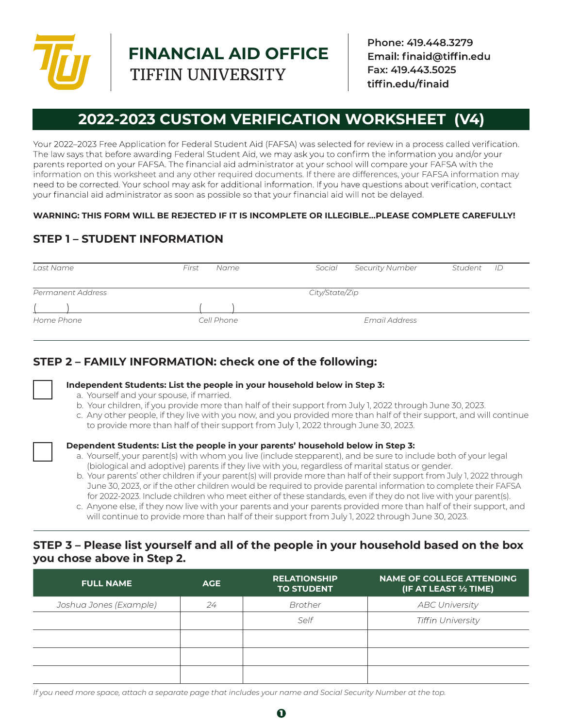# FINANCIAL AID OFFICE
TIFFIN UNIVERSITY

**Phone: 419.448.3279**
**Email: finaid@tiffin.edu**
**Fax: 419.443.5025**
**tiffin.edu/finaid**

## 2022-2023 CUSTOM VERIFICATION WORKSHEET (V4)

Your 2022–2023 Free Application for Federal Student Aid (FAFSA) was selected for review in a process called verification. The law says that before awarding Federal Student Aid, we may ask you to confirm the information you and/or your parents reported on your FAFSA. The financial aid administrator at your school will compare your FAFSA with the information on this worksheet and any other required documents. If there are differences, your FAFSA information may need to be corrected. Your school may ask for additional information. If you have questions about verification, contact your financial aid administrator as soon as possible so that your financial aid will not be delayed.

**WARNING: THIS FORM WILL BE REJECTED IF IT IS INCOMPLETE OR ILLEGIBLE…PLEASE COMPLETE CAREFULLY!**

### STEP 1 – STUDENT INFORMATION

| Last Name | First Name | Social Security Number | Student ID |
|---|---|---|---|
| | | | |

| Permanent Address | City/State/Zip |
|---|---|
| | |

| Home Phone | Cell Phone | Email Address |
|---|---|---|
| ( ) | ( ) | |

### STEP 2 – FAMILY INFORMATION: check one of the following:

☐ **Independent Students: List the people in your household below in Step 3:**

a. Yourself and your spouse, if married.
b. Your children, if you provide more than half of their support from July 1, 2022 through June 30, 2023.
c. Any other people, if they live with you now, and you provided more than half of their support, and will continue to provide more than half of their support from July 1, 2022 through June 30, 2023.

☐ **Dependent Students: List the people in your parents' household below in Step 3:**

a. Yourself, your parent(s) with whom you live (include stepparent), and be sure to include both of your legal (biological and adoptive) parents if they live with you, regardless of marital status or gender.
b. Your parents' other children if your parent(s) will provide more than half of their support from July 1, 2022 through June 30, 2023, or if the other children would be required to provide parental information to complete their FAFSA for 2022-2023. Include children who meet either of these standards, even if they do not live with your parent(s).
c. Anyone else, if they now live with your parents and your parents provided more than half of their support, and will continue to provide more than half of their support from July 1, 2022 through June 30, 2023.

### STEP 3 – Please list yourself and all of the people in your household based on the box you chose above in Step 2.

| FULL NAME | AGE | RELATIONSHIP TO STUDENT | NAME OF COLLEGE ATTENDING (IF AT LEAST ½ TIME) |
|---|---|---|---|
| *Joshua Jones (Example)* | *24* | *Brother* | *ABC University* |
| | | *Self* | *Tiffin University* |
| | | | |
| | | | |
| | | | |

*If you need more space, attach a separate page that includes your name and Social Security Number at the top.*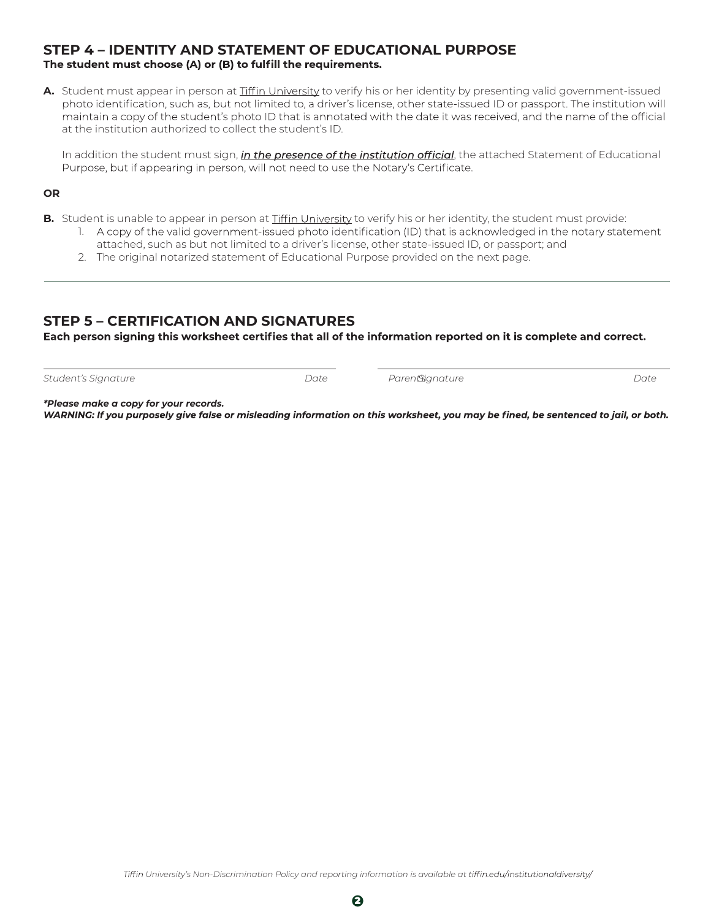## STEP 4 – IDENTITY AND STATEMENT OF EDUCATIONAL PURPOSE

**The student must choose (A) or (B) to fulfill the requirements.**

**A.** Student must appear in person at Tiffin University to verify his or her identity by presenting valid government-issued photo identification, such as, but not limited to, a driver's license, other state-issued ID or passport. The institution will maintain a copy of the student's photo ID that is annotated with the date it was received, and the name of the official at the institution authorized to collect the student's ID.

In addition the student must sign, ***in the presence of the institution official***, the attached Statement of Educational Purpose, but if appearing in person, will not need to use the Notary's Certificate.

**OR**

**B.** Student is unable to appear in person at Tiffin University to verify his or her identity, the student must provide:

1. A copy of the valid government-issued photo identification (ID) that is acknowledged in the notary statement attached, such as but not limited to a driver's license, other state-issued ID, or passport; and
2. The original notarized statement of Educational Purpose provided on the next page.

---

## STEP 5 – CERTIFICATION AND SIGNATURES

**Each person signing this worksheet certifies that all of the information reported on it is complete and correct.**

______________________________ ______________________________

*Student's Signature* *Date* *Parent Signature* *Date*

***\*Please make a copy for your records.***

***WARNING: If you purposely give false or misleading information on this worksheet, you may be fined, be sentenced to jail, or both.***

*Tiffin University's Non-Discrimination Policy and reporting information is available at tiffin.edu/institutionaldiversity/*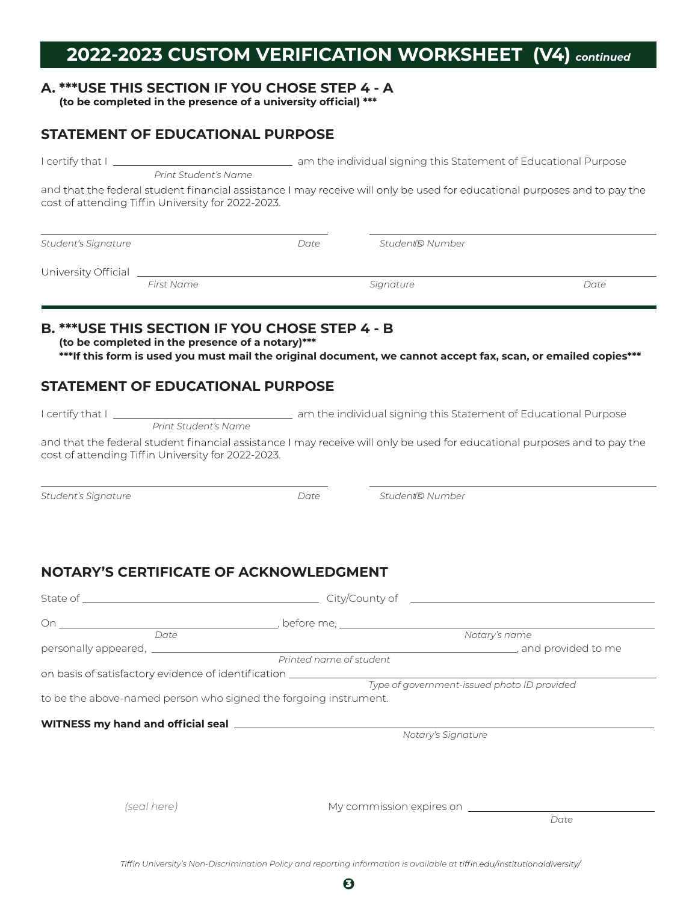# 2022-2023 CUSTOM VERIFICATION WORKSHEET (V4) *continued*

## A. ***USE THIS SECTION IF YOU CHOSE STEP 4 - A

**(to be completed in the presence of a university official) ***

## STATEMENT OF EDUCATIONAL PURPOSE

I certify that I ______________________________ am the individual signing this Statement of Educational Purpose

*Print Student's Name*

and that the federal student financial assistance I may receive will only be used for educational purposes and to pay the cost of attending Tiffin University for 2022-2023.

______________________________ ______________________________

*Student's Signature* *Date* *Student ID Number*

University Official ______________________________________________

*First Name* *Signature* *Date*

## B. ***USE THIS SECTION IF YOU CHOSE STEP 4 - B

**(to be completed in the presence of a notary)***

*****If this form is used you must mail the original document, we cannot accept fax, scan, or emailed copies*****

## STATEMENT OF EDUCATIONAL PURPOSE

I certify that I ______________________________ am the individual signing this Statement of Educational Purpose

*Print Student's Name*

and that the federal student financial assistance I may receive will only be used for educational purposes and to pay the cost of attending Tiffin University for 2022-2023.

______________________________ ______________________________

*Student's Signature* *Date* *Student ID Number*

## NOTARY'S CERTIFICATE OF ACKNOWLEDGMENT

State of ______________________________ City/County of ______________________________

On ______________________________, before me, ______________________________

*Date* *Notary's name*

personally appeared, ______________________________, and provided to me

*Printed name of student*

on basis of satisfactory evidence of identification ______________________________

*Type of government-issued photo ID provided*

to be the above-named person who signed the forgoing instrument.

**WITNESS my hand and official seal** ______________________________

*Notary's Signature*

*(seal here)* My commission expires on ______________________________

*Date*

*Tiffin University's Non-Discrimination Policy and reporting information is available at tiffin.edu/institutionaldiversity/*